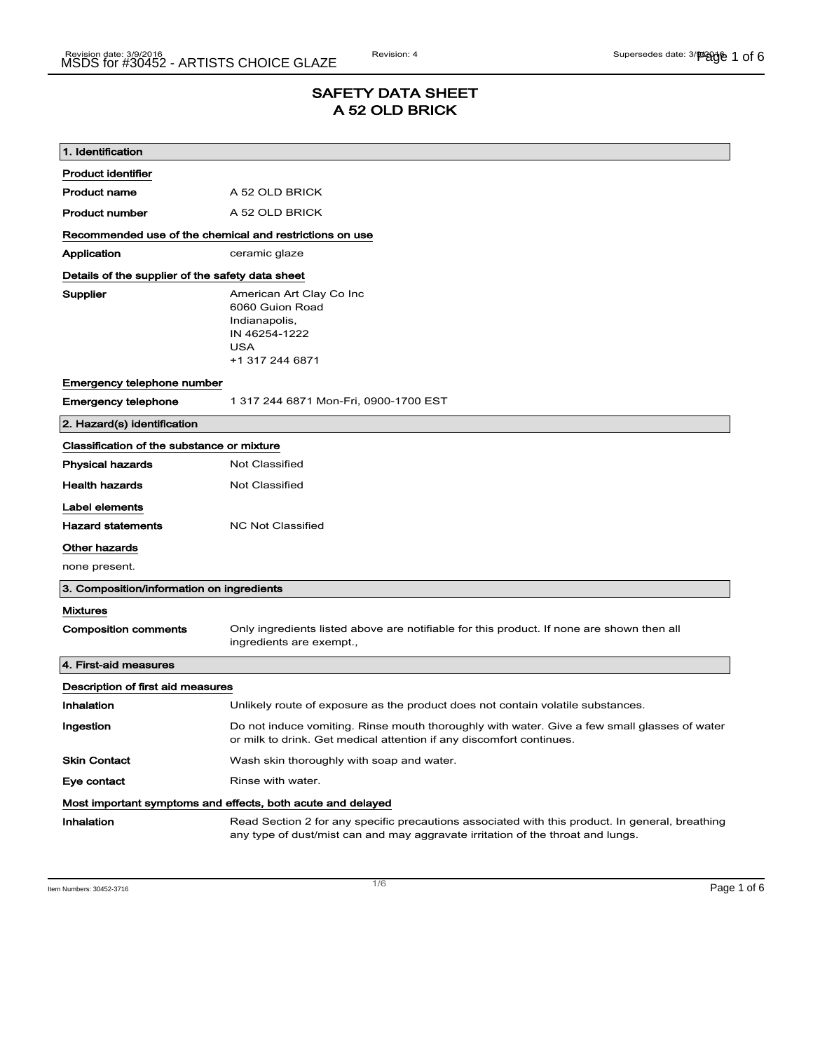# SAFETY DATA SHEET
# A 52 OLD BRICK

## 1. Identification

**Product identifier**

| | |
|---|---|
| **Product name** | A 52 OLD BRICK |
| **Product number** | A 52 OLD BRICK |

**Recommended use of the chemical and restrictions on use**

| | |
|---|---|
| **Application** | ceramic glaze |

**Details of the supplier of the safety data sheet**

**Supplier**
American Art Clay Co Inc
6060 Guion Road
Indianapolis,
IN 46254-1222
USA
+1 317 244 6871

**Emergency telephone number**

| | |
|---|---|
| **Emergency telephone** | 1 317 244 6871 Mon-Fri, 0900-1700 EST |

## 2. Hazard(s) identification

**Classification of the substance or mixture**

| | |
|---|---|
| **Physical hazards** | Not Classified |
| **Health hazards** | Not Classified |

**Label elements**

| | |
|---|---|
| **Hazard statements** | NC Not Classified |

**Other hazards**

none present.

## 3. Composition/information on ingredients

**Mixtures**

| | |
|---|---|
| **Composition comments** | Only ingredients listed above are notifiable for this product. If none are shown then all ingredients are exempt., |

## 4. First-aid measures

**Description of first aid measures**

| | |
|---|---|
| **Inhalation** | Unlikely route of exposure as the product does not contain volatile substances. |
| **Ingestion** | Do not induce vomiting. Rinse mouth thoroughly with water. Give a few small glasses of water or milk to drink. Get medical attention if any discomfort continues. |
| **Skin Contact** | Wash skin thoroughly with soap and water. |
| **Eye contact** | Rinse with water. |

**Most important symptoms and effects, both acute and delayed**

| | |
|---|---|
| **Inhalation** | Read Section 2 for any specific precautions associated with this product. In general, breathing any type of dust/mist can and may aggravate irritation of the throat and lungs. |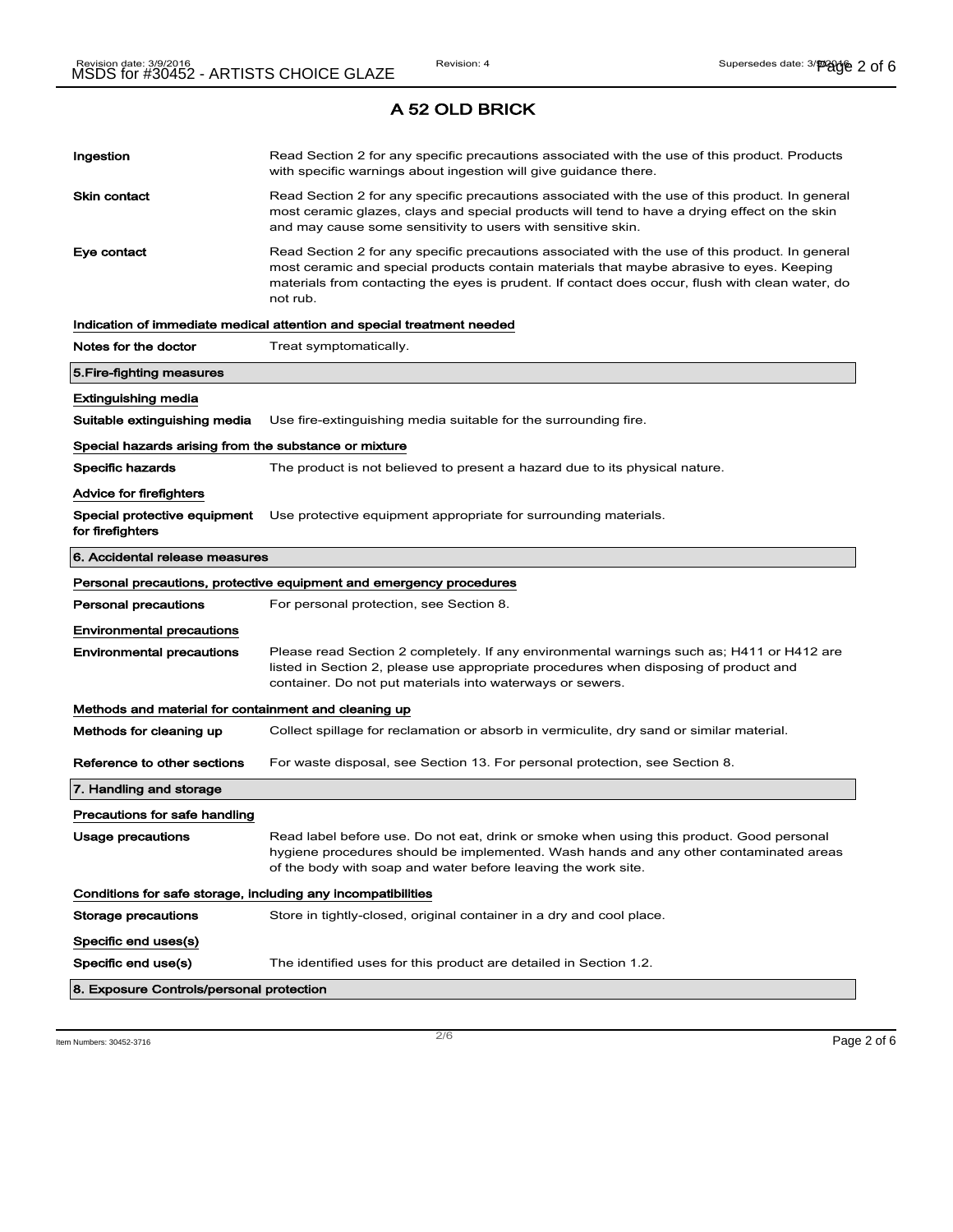# A 52 OLD BRICK

| | |
|---|---|
| **Ingestion** | Read Section 2 for any specific precautions associated with the use of this product. Products with specific warnings about ingestion will give guidance there. |
| **Skin contact** | Read Section 2 for any specific precautions associated with the use of this product. In general most ceramic glazes, clays and special products will tend to have a drying effect on the skin and may cause some sensitivity to users with sensitive skin. |
| **Eye contact** | Read Section 2 for any specific precautions associated with the use of this product. In general most ceramic and special products contain materials that maybe abrasive to eyes. Keeping materials from contacting the eyes is prudent. If contact does occur, flush with clean water, do not rub. |

### Indication of immediate medical attention and special treatment needed

| | |
|---|---|
| **Notes for the doctor** | Treat symptomatically. |

## 5.Fire-fighting measures

### Extinguishing media

| | |
|---|---|
| **Suitable extinguishing media** | Use fire-extinguishing media suitable for the surrounding fire. |

### Special hazards arising from the substance or mixture

| | |
|---|---|
| **Specific hazards** | The product is not believed to present a hazard due to its physical nature. |

### Advice for firefighters

| | |
|---|---|
| **Special protective equipment for firefighters** | Use protective equipment appropriate for surrounding materials. |

## 6. Accidental release measures

### Personal precautions, protective equipment and emergency procedures

| | |
|---|---|
| **Personal precautions** | For personal protection, see Section 8. |

### Environmental precautions

| | |
|---|---|
| **Environmental precautions** | Please read Section 2 completely. If any environmental warnings such as; H411 or H412 are listed in Section 2, please use appropriate procedures when disposing of product and container. Do not put materials into waterways or sewers. |

### Methods and material for containment and cleaning up

| | |
|---|---|
| **Methods for cleaning up** | Collect spillage for reclamation or absorb in vermiculite, dry sand or similar material. |
| **Reference to other sections** | For waste disposal, see Section 13. For personal protection, see Section 8. |

## 7. Handling and storage

### Precautions for safe handling

| | |
|---|---|
| **Usage precautions** | Read label before use. Do not eat, drink or smoke when using this product. Good personal hygiene procedures should be implemented. Wash hands and any other contaminated areas of the body with soap and water before leaving the work site. |

### Conditions for safe storage, including any incompatibilities

| | |
|---|---|
| **Storage precautions** | Store in tightly-closed, original container in a dry and cool place. |

### Specific end uses(s)

| | |
|---|---|
| **Specific end use(s)** | The identified uses for this product are detailed in Section 1.2. |

## 8. Exposure Controls/personal protection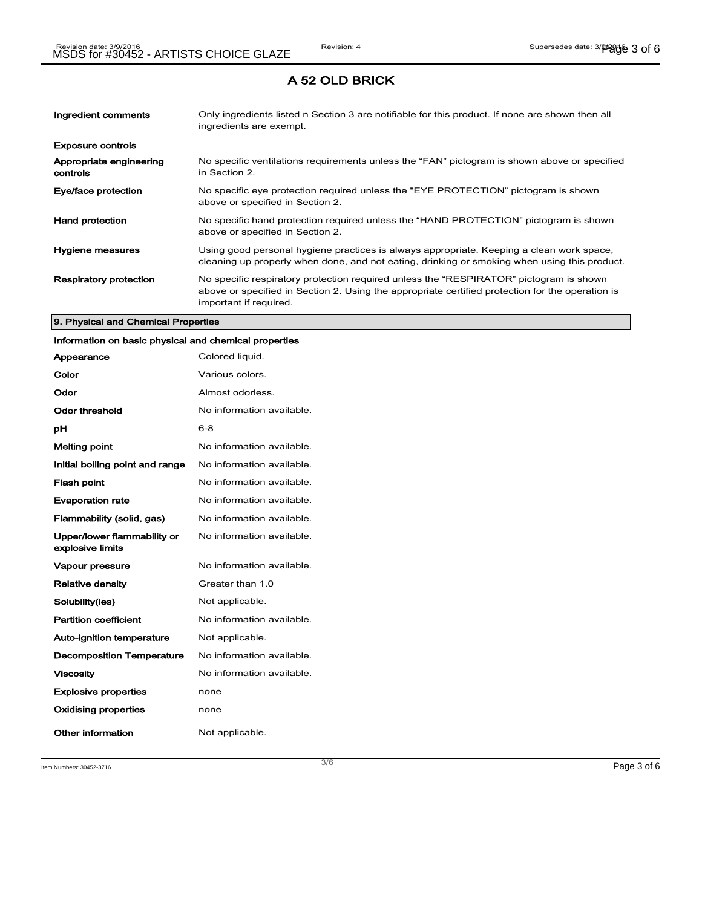# A 52 OLD BRICK

| | |
|---|---|
| **Ingredient comments** | Only ingredients listed n Section 3 are notifiable for this product. If none are shown then all ingredients are exempt. |

**Exposure controls**

| | |
|---|---|
| **Appropriate engineering controls** | No specific ventilations requirements unless the "FAN" pictogram is shown above or specified in Section 2. |
| **Eye/face protection** | No specific eye protection required unless the "EYE PROTECTION" pictogram is shown above or specified in Section 2. |
| **Hand protection** | No specific hand protection required unless the "HAND PROTECTION" pictogram is shown above or specified in Section 2. |
| **Hygiene measures** | Using good personal hygiene practices is always appropriate. Keeping a clean work space, cleaning up properly when done, and not eating, drinking or smoking when using this product. |
| **Respiratory protection** | No specific respiratory protection required unless the "RESPIRATOR" pictogram is shown above or specified in Section 2. Using the appropriate certified protection for the operation is important if required. |

## 9. Physical and Chemical Properties

**Information on basic physical and chemical properties**

| | |
|---|---|
| **Appearance** | Colored liquid. |
| **Color** | Various colors. |
| **Odor** | Almost odorless. |
| **Odor threshold** | No information available. |
| **pH** | 6-8 |
| **Melting point** | No information available. |
| **Initial boiling point and range** | No information available. |
| **Flash point** | No information available. |
| **Evaporation rate** | No information available. |
| **Flammability (solid, gas)** | No information available. |
| **Upper/lower flammability or explosive limits** | No information available. |
| **Vapour pressure** | No information available. |
| **Relative density** | Greater than 1.0 |
| **Solubility(ies)** | Not applicable. |
| **Partition coefficient** | No information available. |
| **Auto-ignition temperature** | Not applicable. |
| **Decomposition Temperature** | No information available. |
| **Viscosity** | No information available. |
| **Explosive properties** | none |
| **Oxidising properties** | none |
| **Other information** | Not applicable. |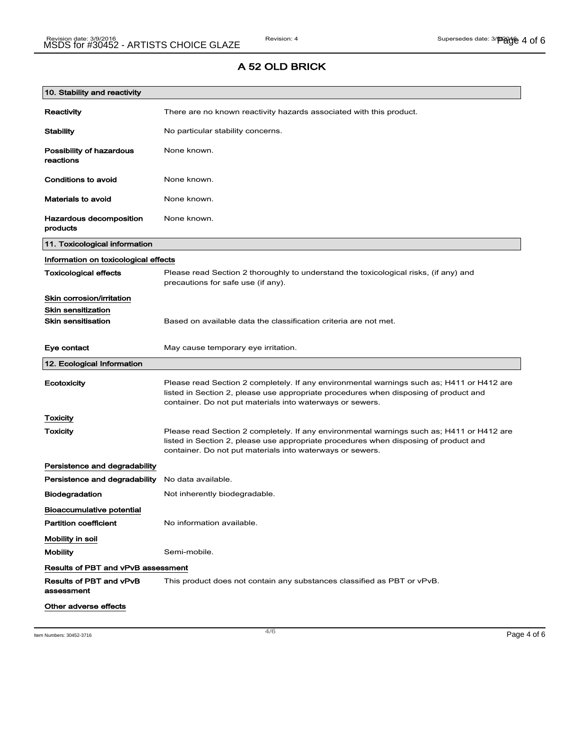# A 52 OLD BRICK

## 10. Stability and reactivity

| | |
|---|---|
| **Reactivity** | There are no known reactivity hazards associated with this product. |
| **Stability** | No particular stability concerns. |
| **Possibility of hazardous reactions** | None known. |
| **Conditions to avoid** | None known. |
| **Materials to avoid** | None known. |
| **Hazardous decomposition products** | None known. |

## 11. Toxicological information

**Information on toxicological effects**

| | |
|---|---|
| **Toxicological effects** | Please read Section 2 thoroughly to understand the toxicological risks, (if any) and precautions for safe use (if any). |

**Skin corrosion/irritation**

**Skin sensitization**

| | |
|---|---|
| **Skin sensitisation** | Based on available data the classification criteria are not met. |
| **Eye contact** | May cause temporary eye irritation. |

## 12. Ecological Information

| | |
|---|---|
| **Ecotoxicity** | Please read Section 2 completely. If any environmental warnings such as; H411 or H412 are listed in Section 2, please use appropriate procedures when disposing of product and container. Do not put materials into waterways or sewers. |

**Toxicity**

| | |
|---|---|
| **Toxicity** | Please read Section 2 completely. If any environmental warnings such as; H411 or H412 are listed in Section 2, please use appropriate procedures when disposing of product and container. Do not put materials into waterways or sewers. |

**Persistence and degradability**

| | |
|---|---|
| **Persistence and degradability** | No data available. |
| **Biodegradation** | Not inherently biodegradable. |

**Bioaccumulative potential**

| | |
|---|---|
| **Partition coefficient** | No information available. |

**Mobility in soil**

| | |
|---|---|
| **Mobility** | Semi-mobile. |

**Results of PBT and vPvB assessment**

| | |
|---|---|
| **Results of PBT and vPvB assessment** | This product does not contain any substances classified as PBT or vPvB. |

**Other adverse effects**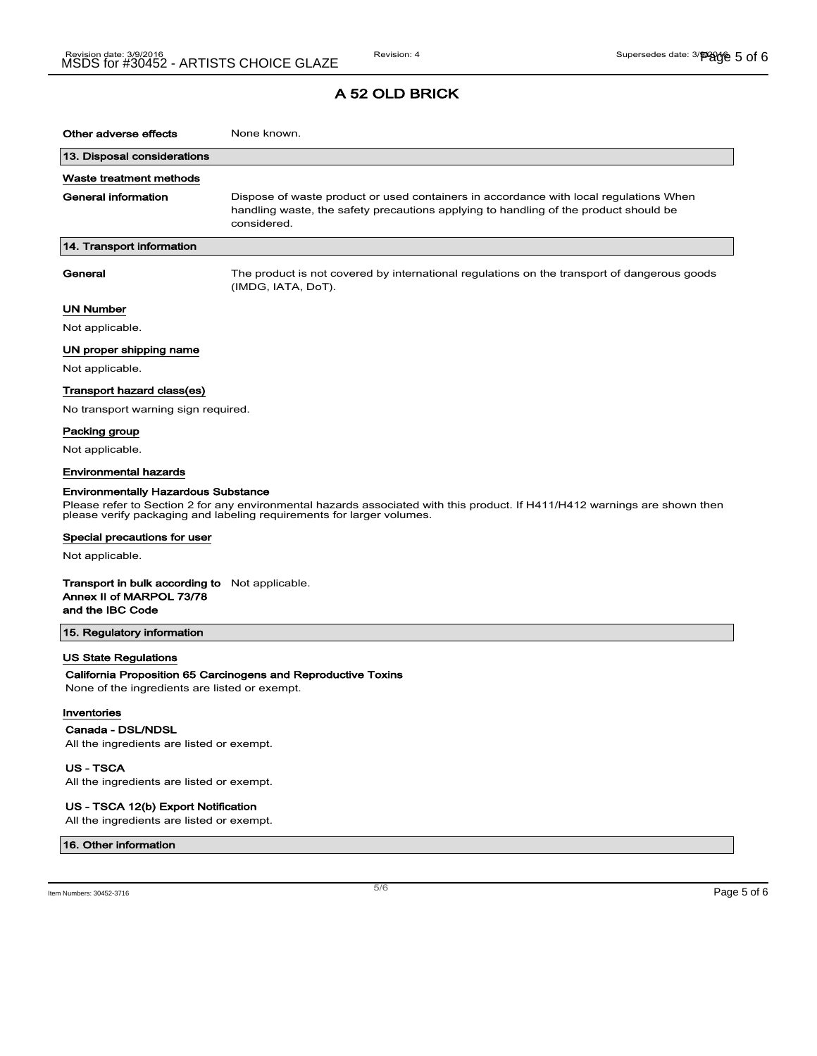# A 52 OLD BRICK

**Other adverse effects** None known.

## 13. Disposal considerations

### Waste treatment methods

**General information** Dispose of waste product or used containers in accordance with local regulations When handling waste, the safety precautions applying to handling of the product should be considered.

## 14. Transport information

**General** The product is not covered by international regulations on the transport of dangerous goods (IMDG, IATA, DoT).

### UN Number

Not applicable.

### UN proper shipping name

Not applicable.

### Transport hazard class(es)

No transport warning sign required.

### Packing group

Not applicable.

### Environmental hazards

**Environmentally Hazardous Substance**

Please refer to Section 2 for any environmental hazards associated with this product. If H411/H412 warnings are shown then please verify packaging and labeling requirements for larger volumes.

### Special precautions for user

Not applicable.

**Transport in bulk according to Annex II of MARPOL 73/78 and the IBC Code** Not applicable.

## 15. Regulatory information

### US State Regulations

**California Proposition 65 Carcinogens and Reproductive Toxins**

None of the ingredients are listed or exempt.

### Inventories

**Canada - DSL/NDSL**

All the ingredients are listed or exempt.

**US - TSCA**

All the ingredients are listed or exempt.

**US - TSCA 12(b) Export Notification**

All the ingredients are listed or exempt.

## 16. Other information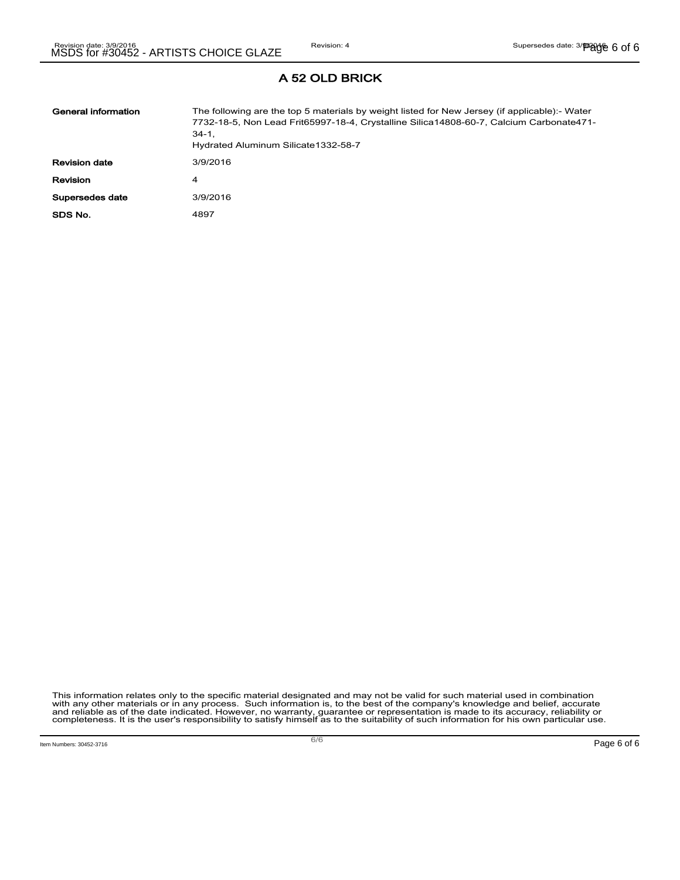# A 52 OLD BRICK

| | |
|---|---|
| **General information** | The following are the top 5 materials by weight listed for New Jersey (if applicable):- Water 7732-18-5, Non Lead Frit65997-18-4, Crystalline Silica14808-60-7, Calcium Carbonate471-34-1, Hydrated Aluminum Silicate1332-58-7 |
| **Revision date** | 3/9/2016 |
| **Revision** | 4 |
| **Supersedes date** | 3/9/2016 |
| **SDS No.** | 4897 |

This information relates only to the specific material designated and may not be valid for such material used in combination with any other materials or in any process. Such information is, to the best of the company's knowledge and belief, accurate and reliable as of the date indicated. However, no warranty, guarantee or representation is made to its accuracy, reliability or completeness. It is the user's responsibility to satisfy himself as to the suitability of such information for his own particular use.

Item Numbers: 30452-3716